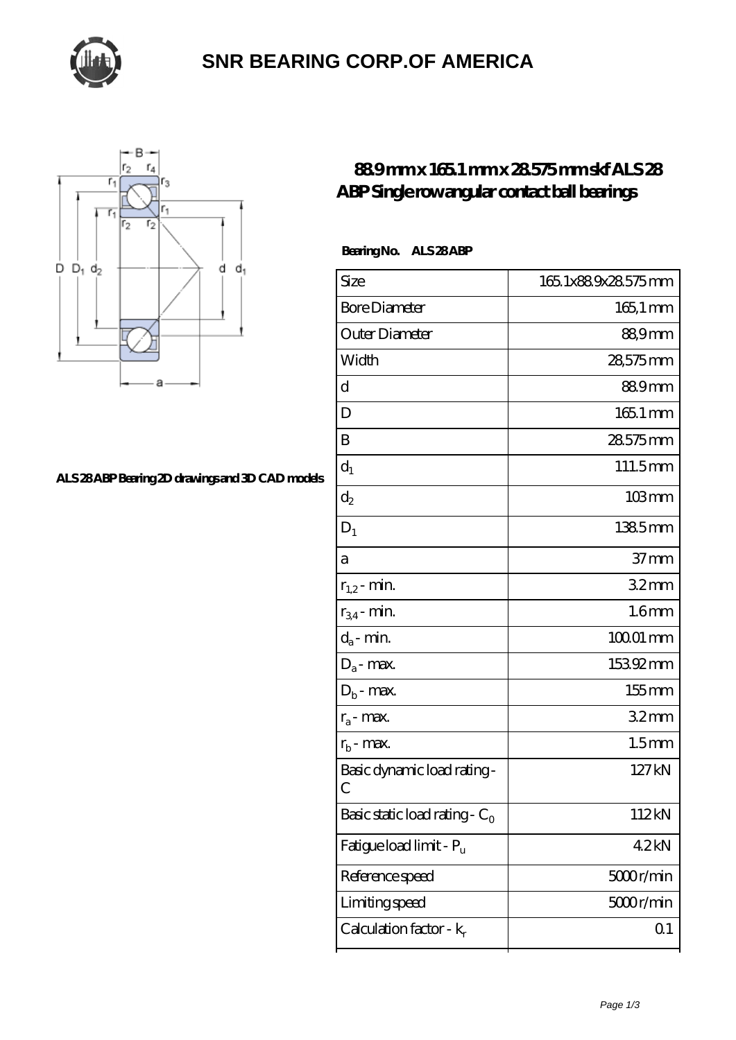# SNR BEARING CORP.OF AMERICA

ALS 28 ABP Bearing 2D drawings and 3D CAD models

## 88.9 mm x 165.1 mm x 28.575 mm skf ALS 28 ABP Single row angular contact ball bearings

**Bearing No. ALS 28 ABP**

| | |
|---|---|
| Size | 165.1x88.9x28.575 mm |
| Bore Diameter | 165,1 mm |
| Outer Diameter | 88,9 mm |
| Width | 28,575 mm |
| d | 88.9 mm |
| D | 165.1 mm |
| B | 28.575 mm |
| $d_1$ | 111.5 mm |
| $d_2$ | 103 mm |
| $D_1$ | 138.5 mm |
| a | 37 mm |
| $r_{1,2}$ - min. | 3.2 mm |
| $r_{3,4}$ - min. | 1.6 mm |
| $d_a$ - min. | 100.01 mm |
| $D_a$ - max. | 153.92 mm |
| $D_b$ - max. | 155 mm |
| $r_a$ - max. | 3.2 mm |
| $r_b$ - max. | 1.5 mm |
| Basic dynamic load rating - C | 127 kN |
| Basic static load rating - $C_0$ | 112 kN |
| Fatigue load limit - $P_u$ | 4.2 kN |
| Reference speed | 5000 r/min |
| Limiting speed | 5000 r/min |
| Calculation factor - $k_r$ | 0.1 |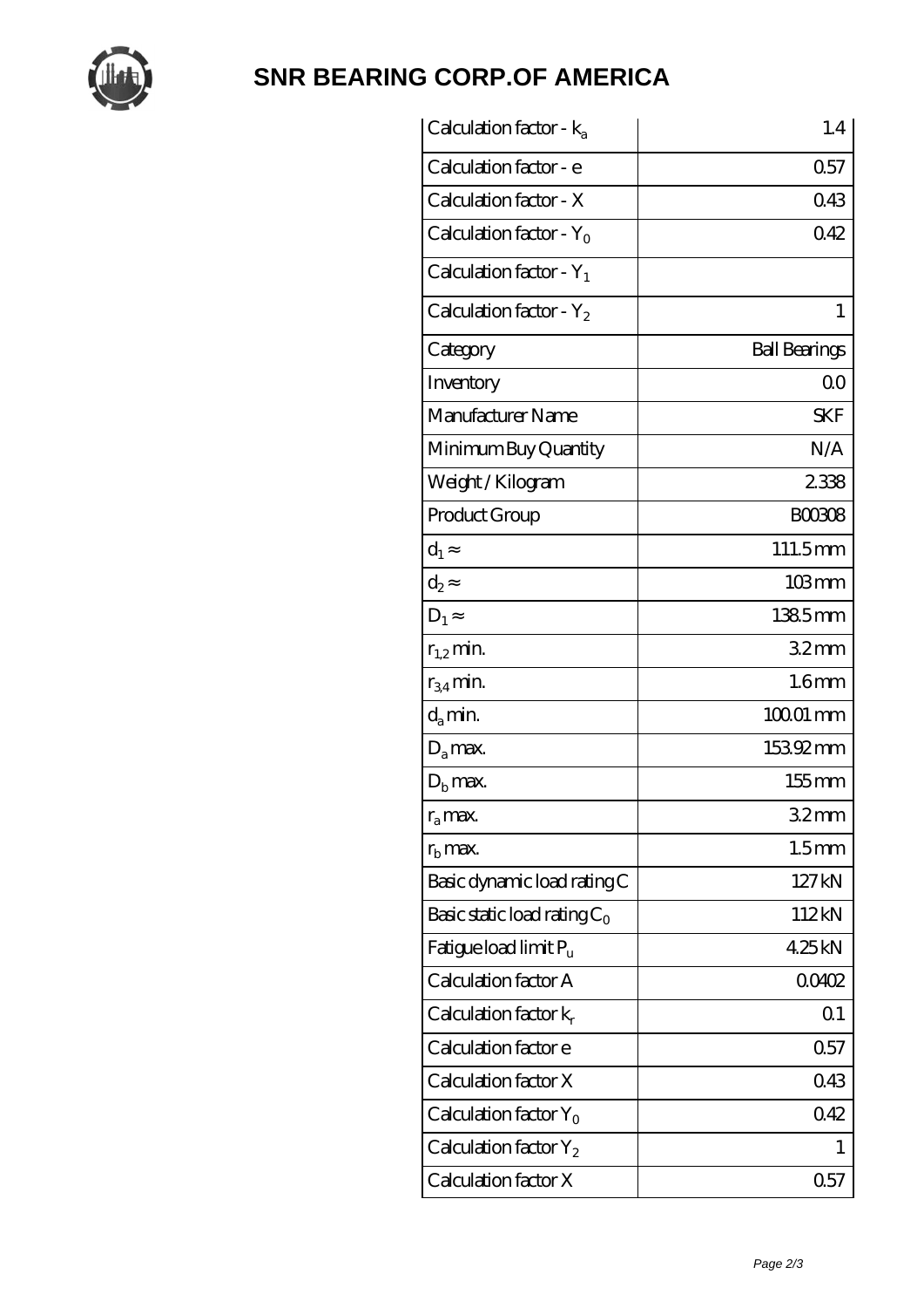# SNR BEARING CORP.OF AMERICA

| Calculation factor - $k_a$ | 1.4 |
|---|---|
| Calculation factor - e | 0.57 |
| Calculation factor - X | 0.43 |
| Calculation factor - $Y_0$ | 0.42 |
| Calculation factor - $Y_1$ | |
| Calculation factor - $Y_2$ | 1 |
| Category | Ball Bearings |
| Inventory | 0.0 |
| Manufacturer Name | SKF |
| Minimum Buy Quantity | N/A |
| Weight / Kilogram | 2.338 |
| Product Group | B00308 |
| $d_1 \approx$ | 111.5 mm |
| $d_2 \approx$ | 103 mm |
| $D_1 \approx$ | 138.5 mm |
| $r_{1,2}$ min. | 3.2 mm |
| $r_{3,4}$ min. | 1.6 mm |
| $d_a$ min. | 100.01 mm |
| $D_a$ max. | 153.92 mm |
| $D_b$ max. | 155 mm |
| $r_a$ max. | 3.2 mm |
| $r_b$ max. | 1.5 mm |
| Basic dynamic load rating C | 127 kN |
| Basic static load rating $C_0$ | 112 kN |
| Fatigue load limit $P_u$ | 4.25 kN |
| Calculation factor A | 0.0402 |
| Calculation factor $k_r$ | 0.1 |
| Calculation factor e | 0.57 |
| Calculation factor X | 0.43 |
| Calculation factor $Y_0$ | 0.42 |
| Calculation factor $Y_2$ | 1 |
| Calculation factor X | 0.57 |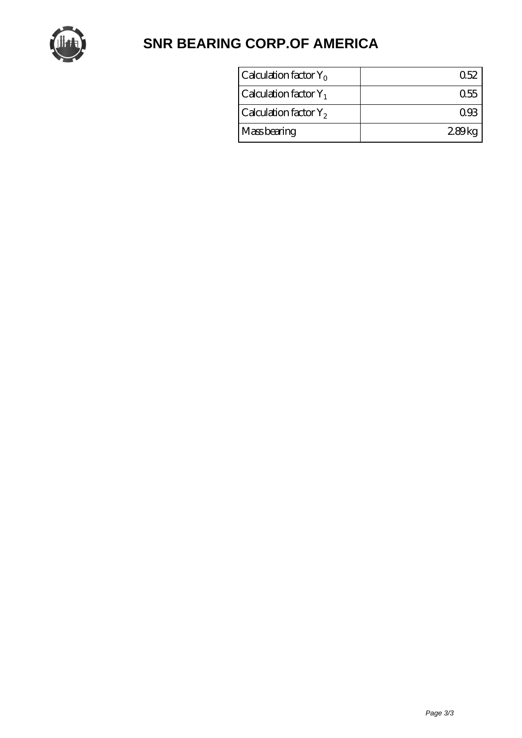# SNR BEARING CORP.OF AMERICA

| | |
|---|---|
| Calculation factor $Y_0$ | 0.52 |
| Calculation factor $Y_1$ | 0.55 |
| Calculation factor $Y_2$ | 0.93 |
| Mass bearing | 2.89 kg |